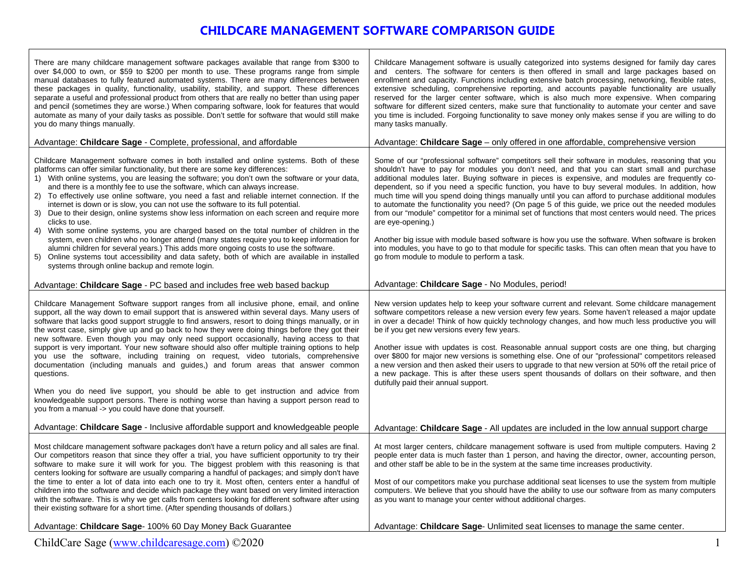# CHILDCARE MANAGEMENT SOFTWARE COMPARISON GUIDE

There are many childcare management software packages available that range from $300 to over $4,000 to own, or $59 to $200 per month to use. These programs range from simple manual databases to fully featured automated systems. There are many differences between these packages in quality, functionality, usability, stability, and support. These differences separate a useful and professional product from others that are really no better than using paper and pencil (sometimes they are worse.) When comparing software, look for features that would automate as many of your daily tasks as possible. Don't settle for software that would still make you do many things manually.

Advantage: **Childcare Sage** - Complete, professional, and affordable

Childcare Management software is usually categorized into systems designed for family day cares and centers. The software for centers is then offered in small and large packages based on enrollment and capacity. Functions including extensive batch processing, networking, flexible rates, extensive scheduling, comprehensive reporting, and accounts payable functionality are usually reserved for the larger center software, which is also much more expensive. When comparing software for different sized centers, make sure that functionality to automate your center and save you time is included. Forgoing functionality to save money only makes sense if you are willing to do many tasks manually.

Advantage: **Childcare Sage** – only offered in one affordable, comprehensive version

Childcare Management software comes in both installed and online systems. Both of these platforms can offer similar functionality, but there are some key differences:

1) With online systems, you are leasing the software; you don't own the software or your data, and there is a monthly fee to use the software, which can always increase.
2) To effectively use online software, you need a fast and reliable internet connection. If the internet is down or is slow, you can not use the software to its full potential.
3) Due to their design, online systems show less information on each screen and require more clicks to use.
4) With some online systems, you are charged based on the total number of children in the system, even children who no longer attend (many states require you to keep information for alumni children for several years.) This adds more ongoing costs to use the software.
5) Online systems tout accessibility and data safety, both of which are available in installed systems through online backup and remote login.

Advantage: **Childcare Sage** - PC based and includes free web based backup

Some of our "professional software" competitors sell their software in modules, reasoning that you shouldn't have to pay for modules you don't need, and that you can start small and purchase additional modules later. Buying software in pieces is expensive, and modules are frequently co-dependent, so if you need a specific function, you have to buy several modules. In addition, how much time will you spend doing things manually until you can afford to purchase additional modules to automate the functionality you need? (On page 5 of this guide, we price out the needed modules from our "module" competitor for a minimal set of functions that most centers would need. The prices are eye-opening.)

Another big issue with module based software is how you use the software. When software is broken into modules, you have to go to that module for specific tasks. This can often mean that you have to go from module to module to perform a task.

Advantage: **Childcare Sage** - No Modules, period!

Childcare Management Software support ranges from all inclusive phone, email, and online support, all the way down to email support that is answered within several days. Many users of software that lacks good support struggle to find answers, resort to doing things manually, or in the worst case, simply give up and go back to how they were doing things before they got their new software. Even though you may only need support occasionally, having access to that support is very important. Your new software should also offer multiple training options to help you use the software, including training on request, video tutorials, comprehensive documentation (including manuals and guides,) and forum areas that answer common questions.

When you do need live support, you should be able to get instruction and advice from knowledgeable support persons. There is nothing worse than having a support person read to you from a manual -> you could have done that yourself.

Advantage: **Childcare Sage** - Inclusive affordable support and knowledgeable people

New version updates help to keep your software current and relevant. Some childcare management software competitors release a new version every few years. Some haven't released a major update in over a decade! Think of how quickly technology changes, and how much less productive you will be if you get new versions every few years.

Another issue with updates is cost. Reasonable annual support costs are one thing, but charging over $800 for major new versions is something else. One of our "professional" competitors released a new version and then asked their users to upgrade to that new version at 50% off the retail price of a new package. This is after these users spent thousands of dollars on their software, and then dutifully paid their annual support.

Advantage: **Childcare Sage** - All updates are included in the low annual support charge

Most childcare management software packages don't have a return policy and all sales are final. Our competitors reason that since they offer a trial, you have sufficient opportunity to try their software to make sure it will work for you. The biggest problem with this reasoning is that centers looking for software are usually comparing a handful of packages; and simply don't have the time to enter a lot of data into each one to try it. Most often, centers enter a handful of children into the software and decide which package they want based on very limited interaction with the software. This is why we get calls from centers looking for different software after using their existing software for a short time. (After spending thousands of dollars.)

Advantage: **Childcare Sage**- 100% 60 Day Money Back Guarantee

At most larger centers, childcare management software is used from multiple computers. Having 2 people enter data is much faster than 1 person, and having the director, owner, accounting person, and other staff be able to be in the system at the same time increases productivity.

Most of our competitors make you purchase additional seat licenses to use the system from multiple computers. We believe that you should have the ability to use our software from as many computers as you want to manage your center without additional charges.

Advantage: **Childcare Sage**- Unlimited seat licenses to manage the same center.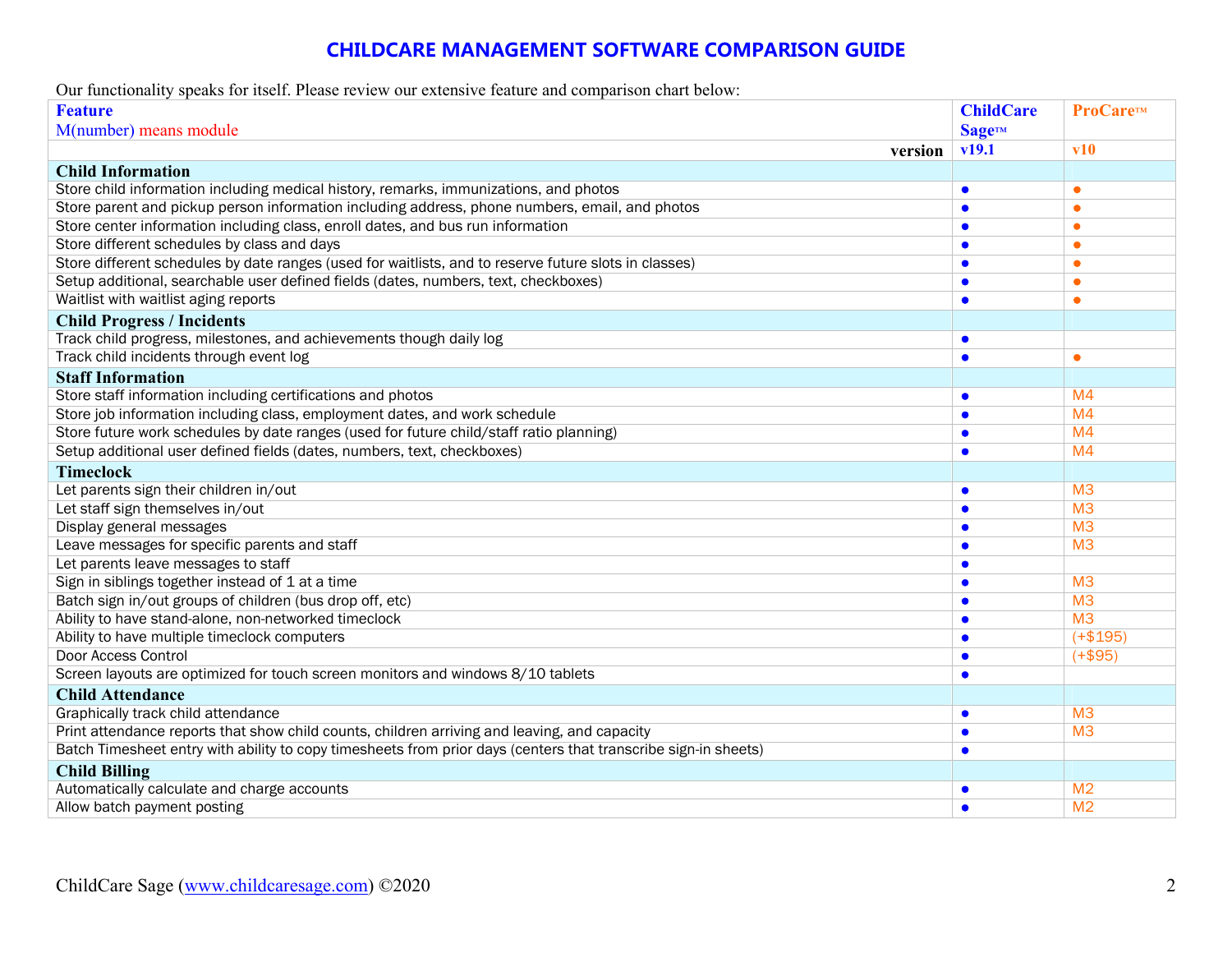# CHILDCARE MANAGEMENT SOFTWARE COMPARISON GUIDE

Our functionality speaks for itself. Please review our extensive feature and comparison chart below:

| Feature<br>M(number) means module | ChildCare Sage™ | ProCare™ |
|---|---|---|
| **version** | **v19.1** | **v10** |
| **Child Information** | | |
| Store child information including medical history, remarks, immunizations, and photos | ● | ● |
| Store parent and pickup person information including address, phone numbers, email, and photos | ● | ● |
| Store center information including class, enroll dates, and bus run information | ● | ● |
| Store different schedules by class and days | ● | ● |
| Store different schedules by date ranges (used for waitlists, and to reserve future slots in classes) | ● | ● |
| Setup additional, searchable user defined fields (dates, numbers, text, checkboxes) | ● | ● |
| Waitlist with waitlist aging reports | ● | ● |
| **Child Progress / Incidents** | | |
| Track child progress, milestones, and achievements though daily log | ● | |
| Track child incidents through event log | ● | ● |
| **Staff Information** | | |
| Store staff information including certifications and photos | ● | M4 |
| Store job information including class, employment dates, and work schedule | ● | M4 |
| Store future work schedules by date ranges (used for future child/staff ratio planning) | ● | M4 |
| Setup additional user defined fields (dates, numbers, text, checkboxes) | ● | M4 |
| **Timeclock** | | |
| Let parents sign their children in/out | ● | M3 |
| Let staff sign themselves in/out | ● | M3 |
| Display general messages | ● | M3 |
| Leave messages for specific parents and staff | ● | M3 |
| Let parents leave messages to staff | ● | |
| Sign in siblings together instead of 1 at a time | ● | M3 |
| Batch sign in/out groups of children (bus drop off, etc) | ● | M3 |
| Ability to have stand-alone, non-networked timeclock | ● | M3 |
| Ability to have multiple timeclock computers | ● | (+$195) |
| Door Access Control | ● | (+$95) |
| Screen layouts are optimized for touch screen monitors and windows 8/10 tablets | ● | |
| **Child Attendance** | | |
| Graphically track child attendance | ● | M3 |
| Print attendance reports that show child counts, children arriving and leaving, and capacity | ● | M3 |
| Batch Timesheet entry with ability to copy timesheets from prior days (centers that transcribe sign-in sheets) | ● | |
| **Child Billing** | | |
| Automatically calculate and charge accounts | ● | M2 |
| Allow batch payment posting | ● | M2 |

ChildCare Sage (www.childcaresage.com) ©2020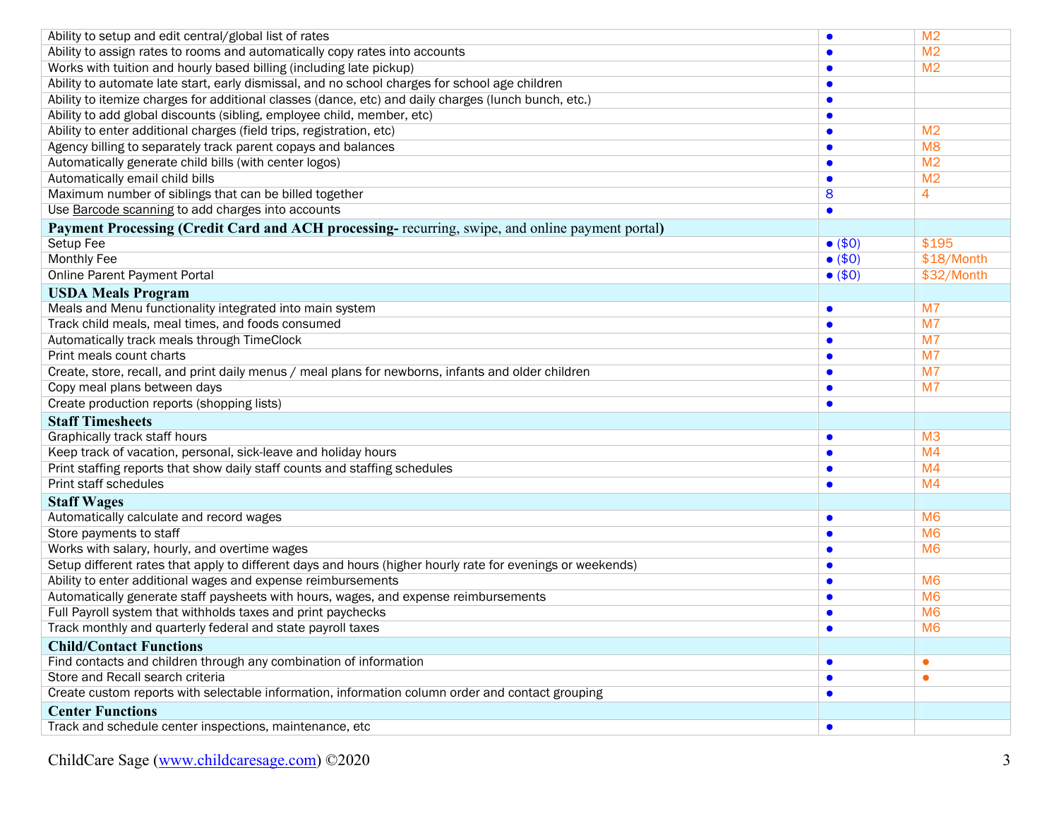| | | |
|---|---|---|
| Ability to setup and edit central/global list of rates | ● | M2 |
| Ability to assign rates to rooms and automatically copy rates into accounts | ● | M2 |
| Works with tuition and hourly based billing (including late pickup) | ● | M2 |
| Ability to automate late start, early dismissal, and no school charges for school age children | ● | |
| Ability to itemize charges for additional classes (dance, etc) and daily charges (lunch bunch, etc.) | ● | |
| Ability to add global discounts (sibling, employee child, member, etc) | ● | |
| Ability to enter additional charges (field trips, registration, etc) | ● | M2 |
| Agency billing to separately track parent copays and balances | ● | M8 |
| Automatically generate child bills (with center logos) | ● | M2 |
| Automatically email child bills | ● | M2 |
| Maximum number of siblings that can be billed together | 8 | 4 |
| Use Barcode scanning to add charges into accounts | ● | |
| **Payment Processing (Credit Card and ACH processing-** recurring, swipe, and online payment portal**)** | | |
| Setup Fee | ● ($0) | $195 |
| Monthly Fee | ● ($0) | $18/Month |
| Online Parent Payment Portal | ● ($0) | $32/Month |
| **USDA Meals Program** | | |
| Meals and Menu functionality integrated into main system | ● | M7 |
| Track child meals, meal times, and foods consumed | ● | M7 |
| Automatically track meals through TimeClock | ● | M7 |
| Print meals count charts | ● | M7 |
| Create, store, recall, and print daily menus / meal plans for newborns, infants and older children | ● | M7 |
| Copy meal plans between days | ● | M7 |
| Create production reports (shopping lists) | ● | |
| **Staff Timesheets** | | |
| Graphically track staff hours | ● | M3 |
| Keep track of vacation, personal, sick-leave and holiday hours | ● | M4 |
| Print staffing reports that show daily staff counts and staffing schedules | ● | M4 |
| Print staff schedules | ● | M4 |
| **Staff Wages** | | |
| Automatically calculate and record wages | ● | M6 |
| Store payments to staff | ● | M6 |
| Works with salary, hourly, and overtime wages | ● | M6 |
| Setup different rates that apply to different days and hours (higher hourly rate for evenings or weekends) | ● | |
| Ability to enter additional wages and expense reimbursements | ● | M6 |
| Automatically generate staff paysheets with hours, wages, and expense reimbursements | ● | M6 |
| Full Payroll system that withholds taxes and print paychecks | ● | M6 |
| Track monthly and quarterly federal and state payroll taxes | ● | M6 |
| **Child/Contact Functions** | | |
| Find contacts and children through any combination of information | ● | ● |
| Store and Recall search criteria | ● | ● |
| Create custom reports with selectable information, information column order and contact grouping | ● | |
| **Center Functions** | | |
| Track and schedule center inspections, maintenance, etc | ● | |

ChildCare Sage (www.childcaresage.com) ©2020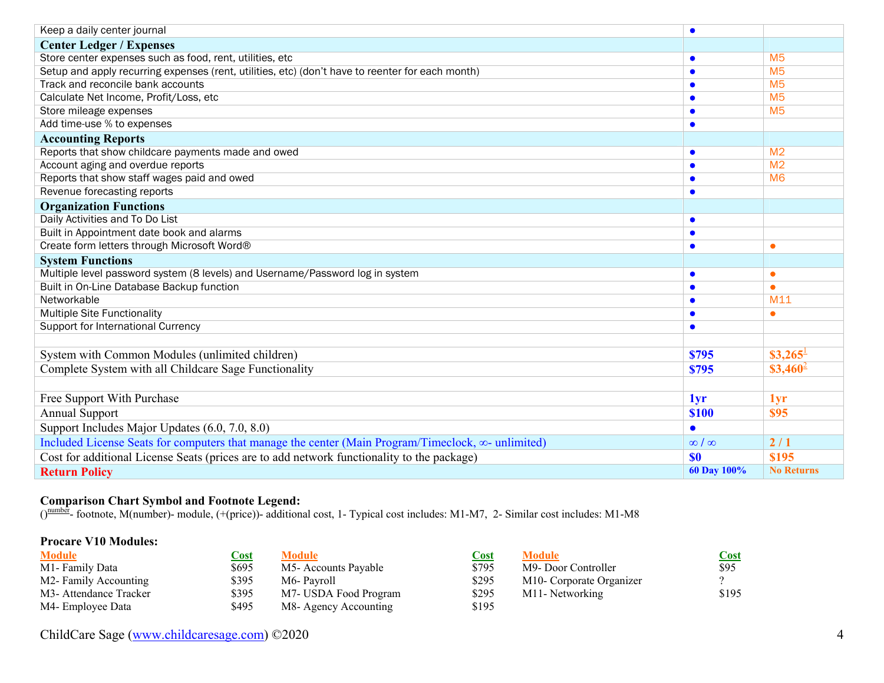| | | |
|---|---|---|
| Keep a daily center journal | ● | |
| **Center Ledger / Expenses** | | |
| Store center expenses such as food, rent, utilities, etc | ● | M5 |
| Setup and apply recurring expenses (rent, utilities, etc) (don't have to reenter for each month) | ● | M5 |
| Track and reconcile bank accounts | ● | M5 |
| Calculate Net Income, Profit/Loss, etc | ● | M5 |
| Store mileage expenses | ● | M5 |
| Add time-use % to expenses | ● | |
| **Accounting Reports** | | |
| Reports that show childcare payments made and owed | ● | M2 |
| Account aging and overdue reports | ● | M2 |
| Reports that show staff wages paid and owed | ● | M6 |
| Revenue forecasting reports | ● | |
| **Organization Functions** | | |
| Daily Activities and To Do List | ● | |
| Built in Appointment date book and alarms | ● | |
| Create form letters through Microsoft Word® | ● | ● |
| **System Functions** | | |
| Multiple level password system (8 levels) and Username/Password log in system | ● | ● |
| Built in On-Line Database Backup function | ● | ● |
| Networkable | ● | M11 |
| Multiple Site Functionality | ● | ● |
| Support for International Currency | ● | |
| | | |
| System with Common Modules (unlimited children) | **$795** | **$3,265**[1] |
| Complete System with all Childcare Sage Functionality | **$795** | **$3,460**[2] |
| | | |
| Free Support With Purchase | **1yr** | **1yr** |
| Annual Support | **$100** | **$95** |
| Support Includes Major Updates (6.0, 7.0, 8.0) | ● | |
| Included License Seats for computers that manage the center (Main Program/Timeclock, ∞- unlimited) | ∞ / ∞ | **2 / 1** |
| Cost for additional License Seats (prices are to add network functionality to the package) | **$0** | **$195** |
| **Return Policy** | **60 Day 100%** | **No Returns** |

**Comparison Chart Symbol and Footnote Legend:**
()[number]- footnote, M(number)- module, (+(price))- additional cost, 1- Typical cost includes: M1-M7, 2- Similar cost includes: M1-M8

**Procare V10 Modules:**

| Module | Cost | Module | Cost | Module | Cost |
|---|---|---|---|---|---|
| M1- Family Data | $695 | M5- Accounts Payable | $795 | M9- Door Controller | $95 |
| M2- Family Accounting | $395 | M6- Payroll | $295 | M10- Corporate Organizer | ? |
| M3- Attendance Tracker | $395 | M7- USDA Food Program | $295 | M11- Networking | $195 |
| M4- Employee Data | $495 | M8- Agency Accounting | $195 | | |

ChildCare Sage (www.childcaresage.com) ©2020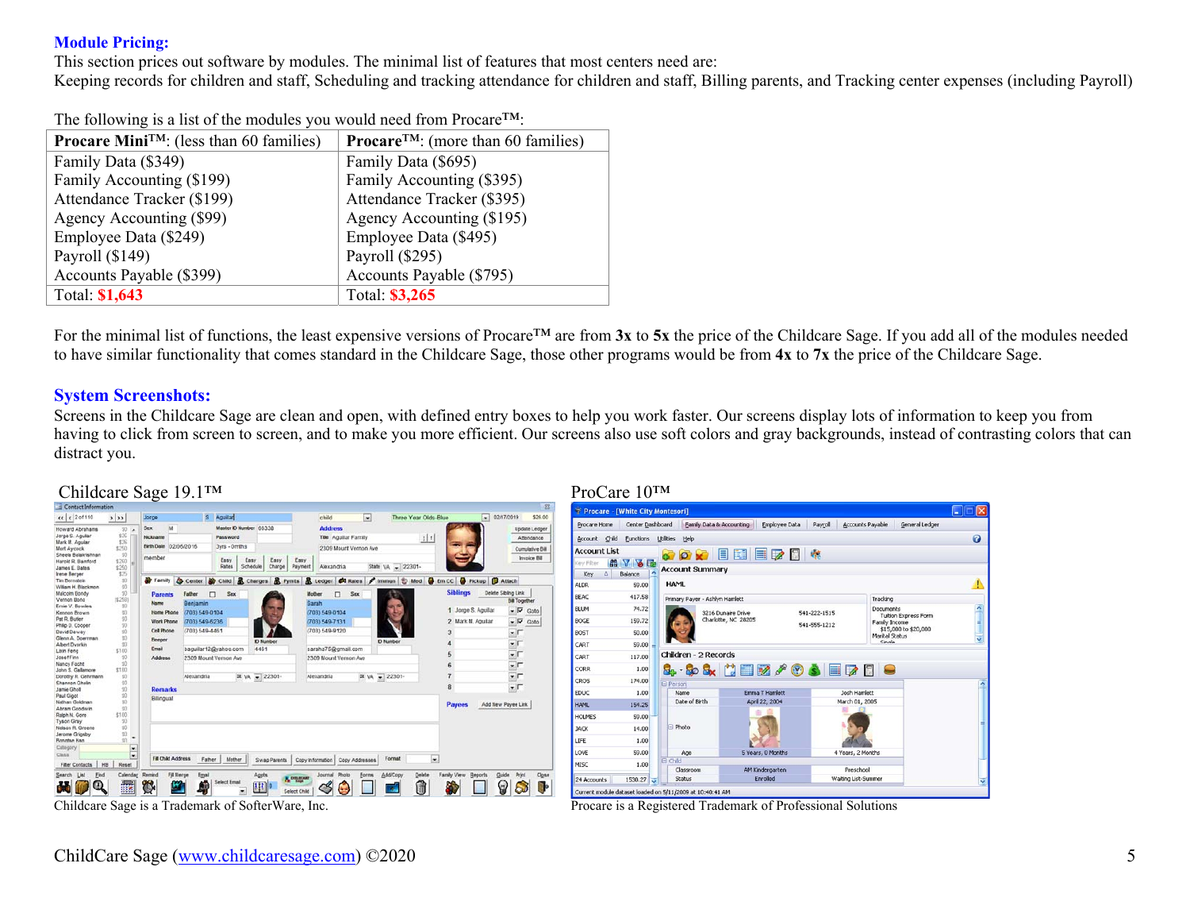**Module Pricing:**

This section prices out software by modules. The minimal list of features that most centers need are:
Keeping records for children and staff, Scheduling and tracking attendance for children and staff, Billing parents, and Tracking center expenses (including Payroll)

The following is a list of the modules you would need from Procare™:

| **Procare Mini**™: (less than 60 families) | **Procare**™: (more than 60 families) |
|---|---|
| Family Data ($349) | Family Data ($695) |
| Family Accounting ($199) | Family Accounting ($395) |
| Attendance Tracker ($199) | Attendance Tracker ($395) |
| Agency Accounting ($99) | Agency Accounting ($195) |
| Employee Data ($249) | Employee Data ($495) |
| Payroll ($149) | Payroll ($295) |
| Accounts Payable ($399) | Accounts Payable ($795) |
| Total: **$1,643** | Total: **$3,265** |

For the minimal list of functions, the least expensive versions of Procare™ are from **3x** to **5x** the price of the Childcare Sage. If you add all of the modules needed to have similar functionality that comes standard in the Childcare Sage, those other programs would be from **4x** to **7x** the price of the Childcare Sage.

**System Screenshots:**

Screens in the Childcare Sage are clean and open, with defined entry boxes to help you work faster. Our screens display lots of information to keep you from having to click from screen to screen, and to make you more efficient. Our screens also use soft colors and gray backgrounds, instead of contrasting colors that can distract you.

Childcare Sage 19.1™

Childcare Sage is a Trademark of SofterWare, Inc.

ProCare 10™

Procare is a Registered Trademark of Professional Solutions

ChildCare Sage (www.childcaresage.com) ©2020